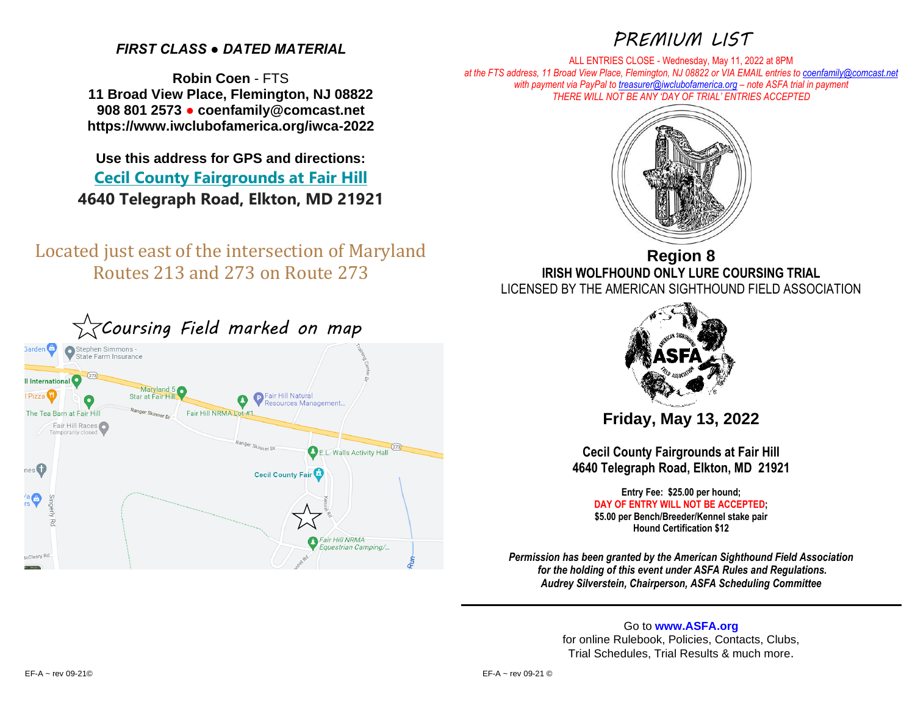***FIRST CLASS ● DATED MATERIAL***

**Robin Coen** - FTS
**11 Broad View Place, Flemington, NJ 08822**
**908 801 2573 ● coenfamily@comcast.net**
**https://www.iwclubofamerica.org/iwca-2022**

**Use this address for GPS and directions:**
**Cecil County Fairgrounds at Fair Hill**
**4640 Telegraph Road, Elkton, MD 21921**

Located just east of the intersection of Maryland Routes 213 and 273 on Route 273

☆*Coursing Field marked on map*

# PREMIUM LIST

ALL ENTRIES CLOSE - Wednesday, May 11, 2022 at 8PM
*at the FTS address, 11 Broad View Place, Flemington, NJ 08822 or VIA EMAIL entries to coenfamily@comcast.net*
*with payment via PayPal to treasurer@iwclubofamerica.org – note ASFA trial in payment*
*THERE WILL NOT BE ANY 'DAY OF TRIAL' ENTRIES ACCEPTED*

## Region 8

**IRISH WOLFHOUND ONLY LURE COURSING TRIAL**
LICENSED BY THE AMERICAN SIGHTHOUND FIELD ASSOCIATION

**Friday, May 13, 2022**

**Cecil County Fairgrounds at Fair Hill**
**4640 Telegraph Road, Elkton, MD 21921**

**Entry Fee: $25.00 per hound;**
**DAY OF ENTRY WILL NOT BE ACCEPTED;**
**$5.00 per Bench/Breeder/Kennel stake pair**
**Hound Certification $12**

***Permission has been granted by the American Sighthound Field Association for the holding of this event under ASFA Rules and Regulations.***
***Audrey Silverstein, Chairperson, ASFA Scheduling Committee***

Go to **www.ASFA.org**
for online Rulebook, Policies, Contacts, Clubs, Trial Schedules, Trial Results & much more.

EF-A ~ rev 09-21©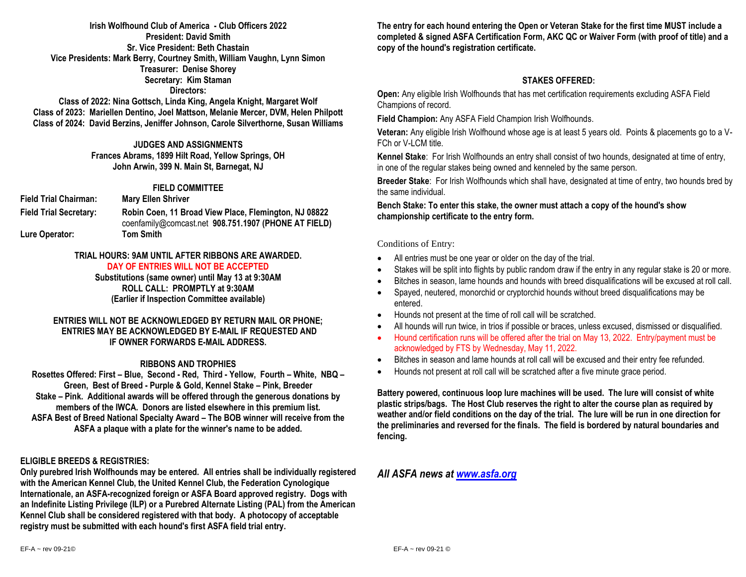**Irish Wolfhound Club of America - Club Officers 2022**
**President: David Smith**
**Sr. Vice President: Beth Chastain**
**Vice Presidents: Mark Berry, Courtney Smith, William Vaughn, Lynn Simon**
**Treasurer: Denise Shorey**
**Secretary: Kim Staman**
**Directors:**
**Class of 2022: Nina Gottsch, Linda King, Angela Knight, Margaret Wolf**
**Class of 2023: Mariellen Dentino, Joel Mattson, Melanie Mercer, DVM, Helen Philpott**
**Class of 2024: David Berzins, Jeniffer Johnson, Carole Silverthorne, Susan Williams**

## JUDGES AND ASSIGNMENTS

**Frances Abrams, 1899 Hilt Road, Yellow Springs, OH**
**John Arwin, 399 N. Main St, Barnegat, NJ**

## FIELD COMMITTEE

**Field Trial Chairman:** **Mary Ellen Shriver**

**Field Trial Secretary:** **Robin Coen, 11 Broad View Place, Flemington, NJ 08822**
coenfamily@comcast.net **908.751.1907 (PHONE AT FIELD)**

**Lure Operator:** **Tom Smith**

**TRIAL HOURS: 9AM UNTIL AFTER RIBBONS ARE AWARDED.**
**DAY OF ENTRIES WILL NOT BE ACCEPTED**
**Substitutions (same owner) until May 13 at 9:30AM**
**ROLL CALL: PROMPTLY at 9:30AM**
**(Earlier if Inspection Committee available)**

**ENTRIES WILL NOT BE ACKNOWLEDGED BY RETURN MAIL OR PHONE; ENTRIES MAY BE ACKNOWLEDGED BY E-MAIL IF REQUESTED AND IF OWNER FORWARDS E-MAIL ADDRESS.**

## RIBBONS AND TROPHIES

**Rosettes Offered: First – Blue, Second - Red, Third - Yellow, Fourth – White, NBQ – Green, Best of Breed - Purple & Gold, Kennel Stake – Pink, Breeder Stake – Pink. Additional awards will be offered through the generous donations by members of the IWCA. Donors are listed elsewhere in this premium list.**
**ASFA Best of Breed National Specialty Award – The BOB winner will receive from the ASFA a plaque with a plate for the winner's name to be added.**

## ELIGIBLE BREEDS & REGISTRIES:

**Only purebred Irish Wolfhounds may be entered. All entries shall be individually registered with the American Kennel Club, the United Kennel Club, the Federation Cynologique Internationale, an ASFA-recognized foreign or ASFA Board approved registry. Dogs with an Indefinite Listing Privilege (ILP) or a Purebred Alternate Listing (PAL) from the American Kennel Club shall be considered registered with that body. A photocopy of acceptable registry must be submitted with each hound's first ASFA field trial entry.**

**The entry for each hound entering the Open or Veteran Stake for the first time MUST include a completed & signed ASFA Certification Form, AKC QC or Waiver Form (with proof of title) and a copy of the hound's registration certificate.**

## STAKES OFFERED:

**Open:** Any eligible Irish Wolfhounds that has met certification requirements excluding ASFA Field Champions of record.

**Field Champion:** Any ASFA Field Champion Irish Wolfhounds.

**Veteran:** Any eligible Irish Wolfhound whose age is at least 5 years old. Points & placements go to a V-FCh or V-LCM title.

**Kennel Stake**: For Irish Wolfhounds an entry shall consist of two hounds, designated at time of entry, in one of the regular stakes being owned and kenneled by the same person.

**Breeder Stake**: For Irish Wolfhounds which shall have, designated at time of entry, two hounds bred by the same individual.

**Bench Stake: To enter this stake, the owner must attach a copy of the hound's show championship certificate to the entry form.**

Conditions of Entry:

- All entries must be one year or older on the day of the trial.
- Stakes will be split into flights by public random draw if the entry in any regular stake is 20 or more.
- Bitches in season, lame hounds and hounds with breed disqualifications will be excused at roll call.
- Spayed, neutered, monorchid or cryptorchid hounds without breed disqualifications may be entered.
- Hounds not present at the time of roll call will be scratched.
- All hounds will run twice, in trios if possible or braces, unless excused, dismissed or disqualified.
- Hound certification runs will be offered after the trial on May 13, 2022. Entry/payment must be acknowledged by FTS by Wednesday, May 11, 2022.
- Bitches in season and lame hounds at roll call will be excused and their entry fee refunded.
- Hounds not present at roll call will be scratched after a five minute grace period.

**Battery powered, continuous loop lure machines will be used. The lure will consist of white plastic strips/bags. The Host Club reserves the right to alter the course plan as required by weather and/or field conditions on the day of the trial. The lure will be run in one direction for the preliminaries and reversed for the finals. The field is bordered by natural boundaries and fencing.**

***All ASFA news at www.asfa.org***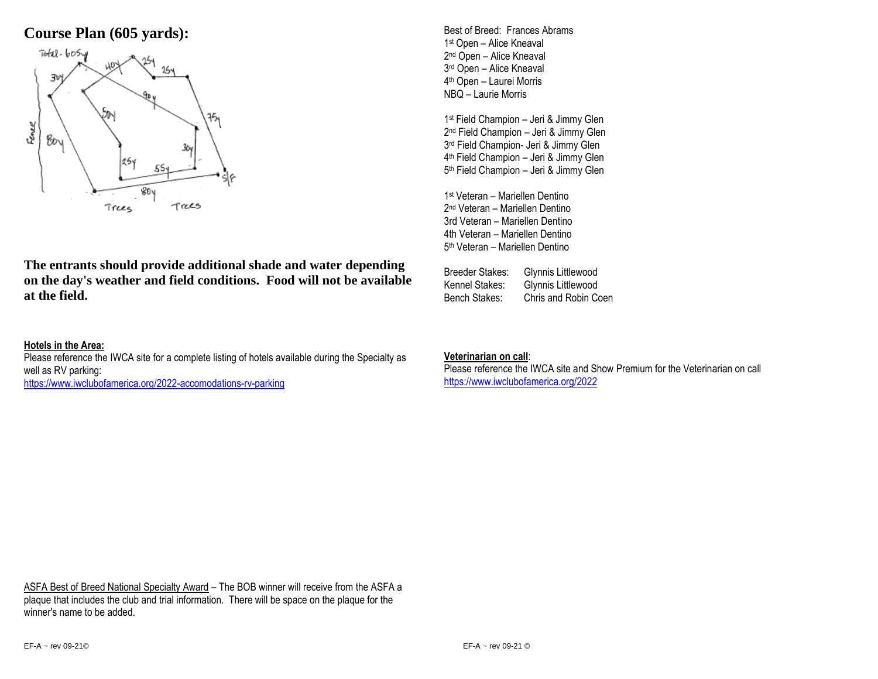## Course Plan (605 yards):

**The entrants should provide additional shade and water depending on the day's weather and field conditions. Food will not be available at the field.**

**Hotels in the Area:**

Please reference the IWCA site for a complete listing of hotels available during the Specialty as well as RV parking:
https://www.iwclubofamerica.org/2022-accomodations-rv-parking

ASFA Best of Breed National Specialty Award – The BOB winner will receive from the ASFA a plaque that includes the club and trial information. There will be space on the plaque for the winner's name to be added.

Best of Breed: Frances Abrams
1st Open – Alice Kneaval
2nd Open – Alice Kneaval
3rd Open – Alice Kneaval
4th Open – Laurei Morris
NBQ – Laurie Morris

1st Field Champion – Jeri & Jimmy Glen
2nd Field Champion – Jeri & Jimmy Glen
3rd Field Champion- Jeri & Jimmy Glen
4th Field Champion – Jeri & Jimmy Glen
5th Field Champion – Jeri & Jimmy Glen

1st Veteran – Mariellen Dentino
2nd Veteran – Mariellen Dentino
3rd Veteran – Mariellen Dentino
4th Veteran – Mariellen Dentino
5th Veteran – Mariellen Dentino

| | |
|---|---|
| Breeder Stakes: | Glynnis Littlewood |
| Kennel Stakes: | Glynnis Littlewood |
| Bench Stakes: | Chris and Robin Coen |

**Veterinarian on call**:
Please reference the IWCA site and Show Premium for the Veterinarian on call
https://www.iwclubofamerica.org/2022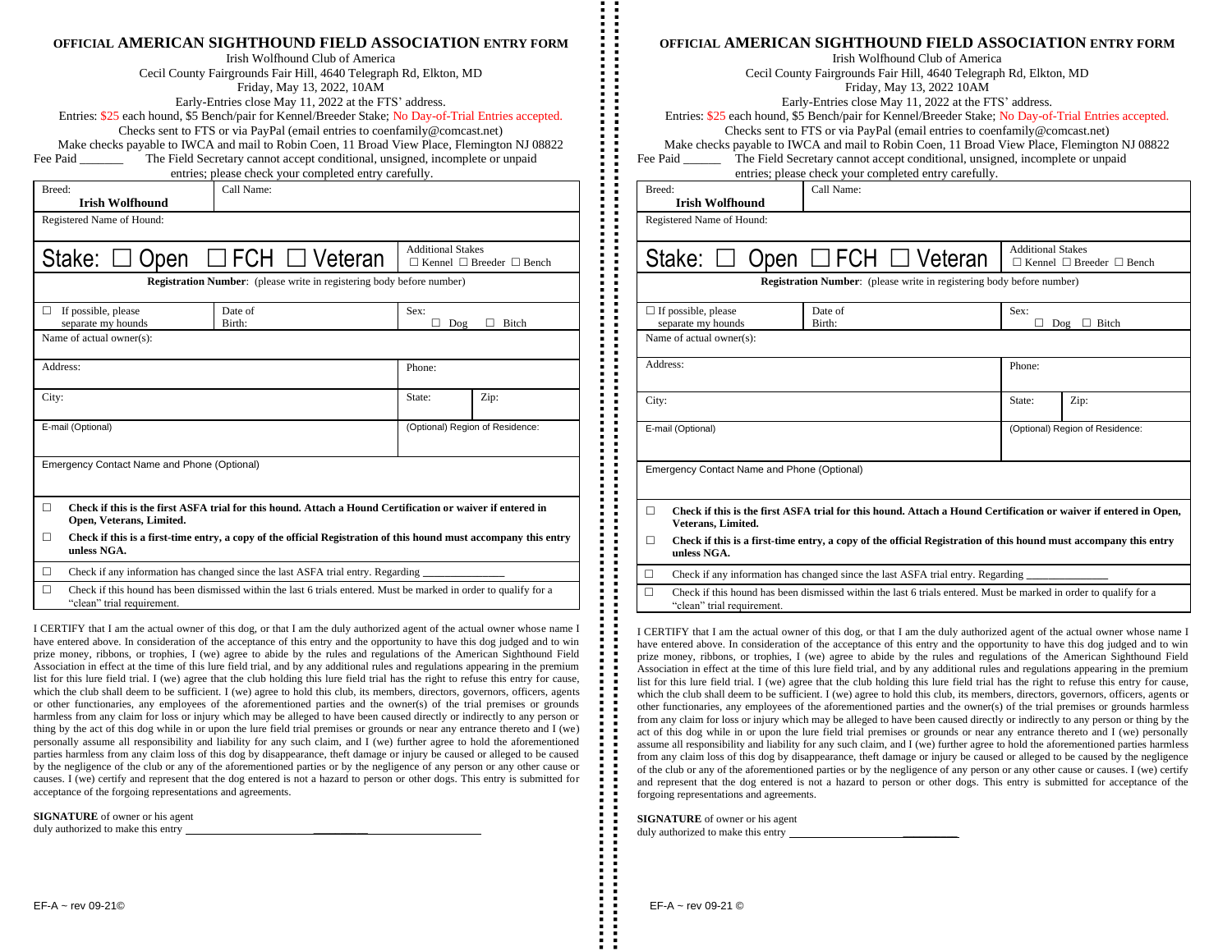**OFFICIAL AMERICAN SIGHTHOUND FIELD ASSOCIATION ENTRY FORM**

Irish Wolfhound Club of America
Cecil County Fairgrounds Fair Hill, 4640 Telegraph Rd, Elkton, MD
Friday, May 13, 2022, 10AM
Early-Entries close May 11, 2022 at the FTS' address.
Entries: $25 each hound, $5 Bench/pair for Kennel/Breeder Stake; No Day-of-Trial Entries accepted.
Checks sent to FTS or via PayPal (email entries to coenfamily@comcast.net)
Make checks payable to IWCA and mail to Robin Coen, 11 Broad View Place, Flemington NJ 08822

Fee Paid _______ The Field Secretary cannot accept conditional, unsigned, incomplete or unpaid entries; please check your completed entry carefully.

| Breed: **Irish Wolfhound** | Call Name: | | |
|---|---|---|---|
| Registered Name of Hound: | | | |
| Stake: ☐ Open ☐ FCH ☐ Veteran | | Additional Stakes ☐ Kennel ☐ Breeder ☐ Bench | |
| **Registration Number**: (please write in registering body before number) | | | |
| ☐ If possible, please separate my hounds | Date of Birth: | Sex: ☐ Dog ☐ Bitch | |
| Name of actual owner(s): | | | |
| Address: | | Phone: | |
| City: | | State: | Zip: |
| E-mail (Optional) | | (Optional) Region of Residence: | |
| Emergency Contact Name and Phone (Optional) | | | |

☐ **Check if this is the first ASFA trial for this hound. Attach a Hound Certification or waiver if entered in Open, Veterans, Limited.**

☐ **Check if this is a first-time entry, a copy of the official Registration of this hound must accompany this entry unless NGA.**

☐ Check if any information has changed since the last ASFA trial entry. Regarding _______________

☐ Check if this hound has been dismissed within the last 6 trials entered. Must be marked in order to qualify for a "clean" trial requirement.

I CERTIFY that I am the actual owner of this dog, or that I am the duly authorized agent of the actual owner whose name I have entered above. In consideration of the acceptance of this entry and the opportunity to have this dog judged and to win prize money, ribbons, or trophies, I (we) agree to abide by the rules and regulations of the American Sighthound Field Association in effect at the time of this lure field trial, and by any additional rules and regulations appearing in the premium list for this lure field trial. I (we) agree that the club holding this lure field trial has the right to refuse this entry for cause, which the club shall deem to be sufficient. I (we) agree to hold this club, its members, directors, governors, officers, agents or other functionaries, any employees of the aforementioned parties and the owner(s) of the trial premises or grounds harmless from any claim for loss or injury which may be alleged to have been caused directly or indirectly to any person or thing by the act of this dog while in or upon the lure field trial premises or grounds or near any entrance thereto and I (we) personally assume all responsibility and liability for any such claim, and I (we) further agree to hold the aforementioned parties harmless from any claim loss of this dog by disappearance, theft damage or injury be caused or alleged to be caused by the negligence of the club or any of the aforementioned parties or by the negligence of any person or any other cause or causes. I (we) certify and represent that the dog entered is not a hazard to person or other dogs. This entry is submitted for acceptance of the forgoing representations and agreements.

**SIGNATURE** of owner or his agent
duly authorized to make this entry ________________________________

EF-A ~ rev 09-21©

**OFFICIAL AMERICAN SIGHTHOUND FIELD ASSOCIATION ENTRY FORM**

Irish Wolfhound Club of America
Cecil County Fairgrounds Fair Hill, 4640 Telegraph Rd, Elkton, MD
Friday, May 13, 2022 10AM
Early-Entries close May 11, 2022 at the FTS' address.
Entries: $25 each hound, $5 Bench/pair for Kennel/Breeder Stake; No Day-of-Trial Entries accepted.
Checks sent to FTS or via PayPal (email entries to coenfamily@comcast.net)
Make checks payable to IWCA and mail to Robin Coen, 11 Broad View Place, Flemington NJ 08822

Fee Paid ______ The Field Secretary cannot accept conditional, unsigned, incomplete or unpaid entries; please check your completed entry carefully.

| Breed: **Irish Wolfhound** | Call Name: | | |
|---|---|---|---|
| Registered Name of Hound: | | | |
| Stake: ☐ Open ☐ FCH ☐ Veteran | | Additional Stakes ☐ Kennel ☐ Breeder ☐ Bench | |
| **Registration Number**: (please write in registering body before number) | | | |
| ☐ If possible, please separate my hounds | Date of Birth: | Sex: ☐ Dog ☐ Bitch | |
| Name of actual owner(s): | | | |
| Address: | | Phone: | |
| City: | | State: | Zip: |
| E-mail (Optional) | | (Optional) Region of Residence: | |
| Emergency Contact Name and Phone (Optional) | | | |

☐ **Check if this is the first ASFA trial for this hound. Attach a Hound Certification or waiver if entered in Open, Veterans, Limited.**

☐ **Check if this is a first-time entry, a copy of the official Registration of this hound must accompany this entry unless NGA.**

☐ Check if any information has changed since the last ASFA trial entry. Regarding _______________

☐ Check if this hound has been dismissed within the last 6 trials entered. Must be marked in order to qualify for a "clean" trial requirement.

I CERTIFY that I am the actual owner of this dog, or that I am the duly authorized agent of the actual owner whose name I have entered above. In consideration of the acceptance of this entry and the opportunity to have this dog judged and to win prize money, ribbons, or trophies, I (we) agree to abide by the rules and regulations of the American Sighthound Field Association in effect at the time of this lure field trial, and by any additional rules and regulations appearing in the premium list for this lure field trial. I (we) agree that the club holding this lure field trial has the right to refuse this entry for cause, which the club shall deem to be sufficient. I (we) agree to hold this club, its members, directors, governors, officers, agents or other functionaries, any employees of the aforementioned parties and the owner(s) of the trial premises or grounds harmless from any claim for loss or injury which may be alleged to have been caused directly or indirectly to any person or thing by the act of this dog while in or upon the lure field trial premises or grounds or near any entrance thereto and I (we) personally assume all responsibility and liability for any such claim, and I (we) further agree to hold the aforementioned parties harmless from any claim loss of this dog by disappearance, theft damage or injury be caused or alleged to be caused by the negligence of the club or any of the aforementioned parties or by the negligence of any person or any other cause or causes. I (we) certify and represent that the dog entered is not a hazard to person or other dogs. This entry is submitted for acceptance of the forgoing representations and agreements.

**SIGNATURE** of owner or his agent
duly authorized to make this entry ________________________________

EF-A ~ rev 09-21 ©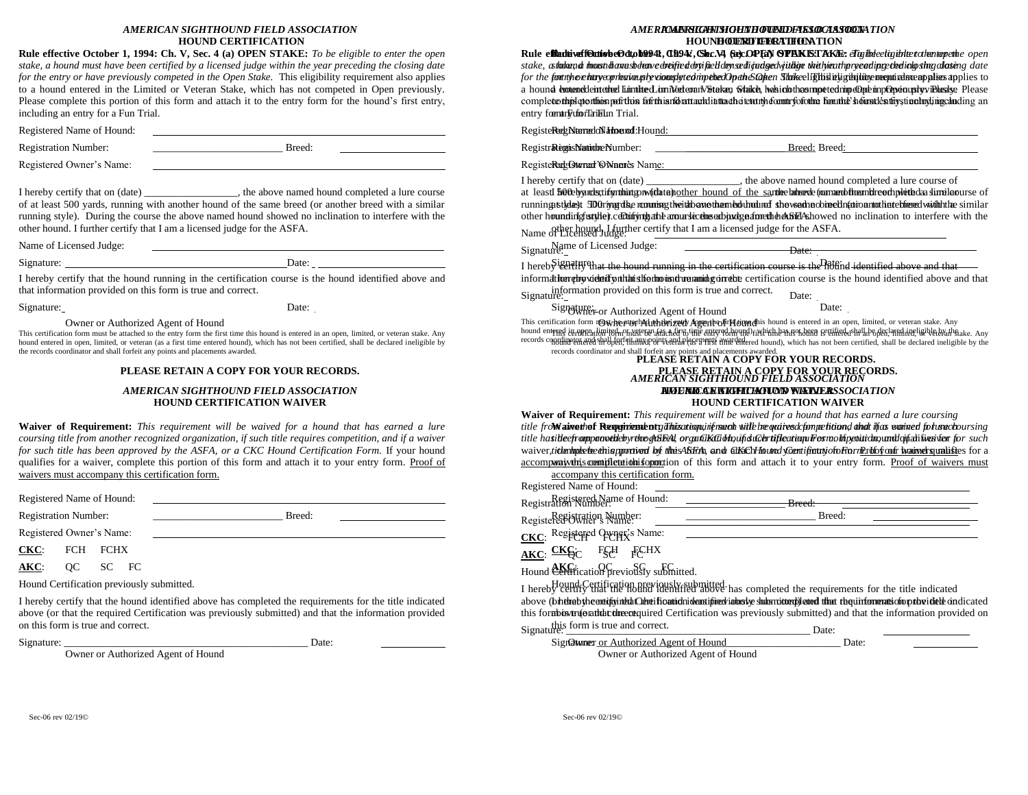*AMERICAN SIGHTHOUND FIELD ASSOCIATION*

**HOUND CERTIFICATION**

**Rule effective October 1, 1994: Ch. V, Sec. 4 (a) OPEN STAKE:** *To be eligible to enter the open stake, a hound must have been certified by a licensed judge within the year preceding the closing date for the entry or have previously competed in the Open Stake.* This eligibility requirement also applies to a hound entered in the Limited or Veteran Stake, which has not competed in Open previously. Please complete this portion of this form and attach it to the entry form for the hound's first entry, including an entry for a Fun Trial.

Registered Name of Hound: ______________________________

Registration Number: ____________________ Breed: ____________________

Registered Owner's Name: ______________________________

I hereby certify that on (date) _________________, the above named hound completed a lure course of at least 500 yards, running with another hound of the same breed (or another breed with a similar running style). During the course the above named hound showed no inclination to interfere with the other hound. I further certify that I am a licensed judge for the ASFA.

Name of Licensed Judge: ______________________________

Signature: ______________________________ Date: ____________

I hereby certify that the hound running in the certification course is the hound identified above and that information provided on this form is true and correct.

Signature: ______________________________ Date: ____________

Owner or Authorized Agent of Hound

This certification form must be attached to the entry form the first time this hound is entered in an open, limited, or veteran stake. Any hound entered in open, limited, or veteran (as a first time entered hound), which has not been certified, shall be declared ineligible by the records coordinator and shall forfeit any points and placements awarded.

**PLEASE RETAIN A COPY FOR YOUR RECORDS.**

*AMERICAN SIGHTHOUND FIELD ASSOCIATION*

**HOUND CERTIFICATION WAIVER**

**Waiver of Requirement:** *This requirement will be waived for a hound that has earned a lure coursing title from another recognized organization, if such title requires competition, and if a waiver for such title has been approved by the ASFA, or a CKC Hound Certification Form.* If your hound qualifies for a waiver, complete this portion of this form and attach it to your entry form. Proof of waivers must accompany this certification form.

Registered Name of Hound: ______________________________

Registration Number: ____________________ Breed: ____________________

Registered Owner's Name: ______________________________

**CKC**: FCH FCHX

**AKC**: QC SC FC

Hound Certification previously submitted.

I hereby certify that the hound identified above has completed the requirements for the title indicated above (or that the required Certification was previously submitted) and that the information provided on this form is true and correct.

Signature: ______________________________ Date: ____________

Owner or Authorized Agent of Hound

Sec-06 rev 02/19©